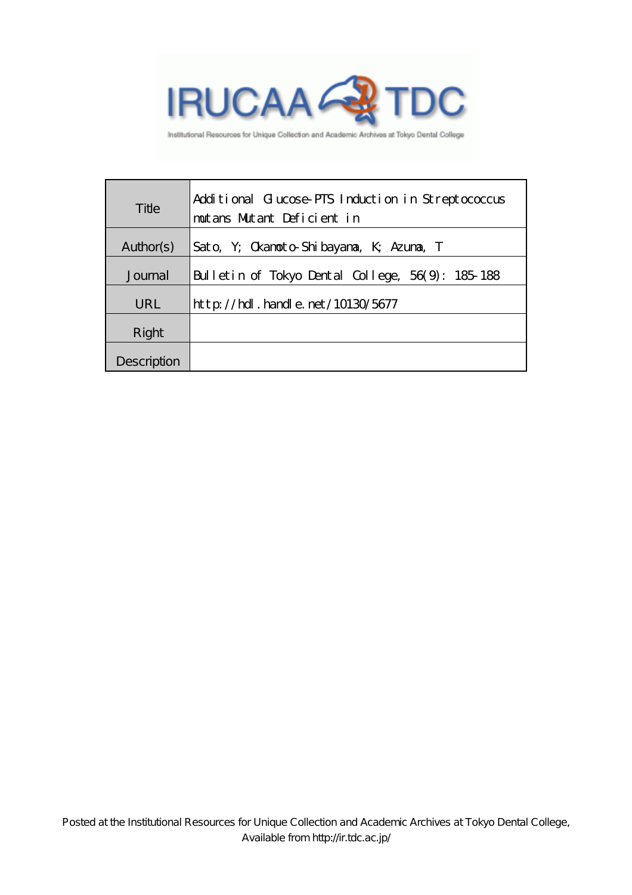IRUCAA TDC

Institutional Resources for Unique Collection and Academic Archives at Tokyo Dental College

| Title | Additional Glucose-PTS Induction in Streptococcus mutans Mutant Deficient in |
| --- | --- |
| Author(s) | Sato, Y; Okamoto-Shibayama, K; Azuma, T |
| Journal | Bulletin of Tokyo Dental College, 56(9): 185-188 |
| URL | http://hdl.handle.net/10130/5677 |
| Right | |
| Description | |

Posted at the Institutional Resources for Unique Collection and Academic Archives at Tokyo Dental College, Available from http://ir.tdc.ac.jp/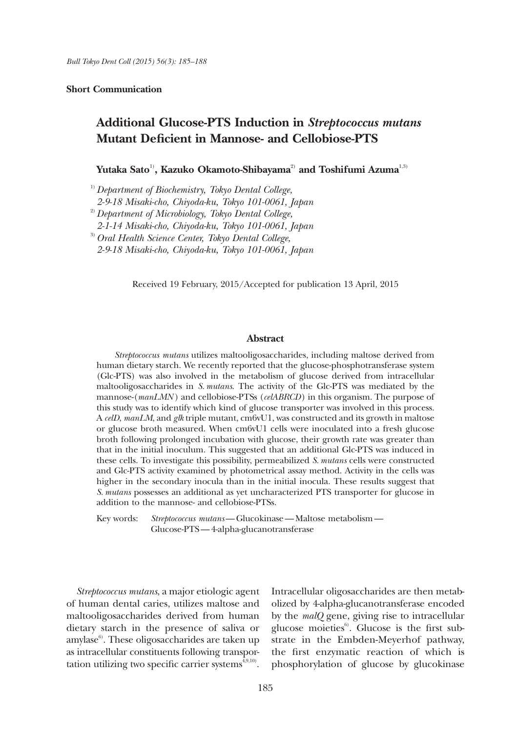**Short Communication**

# Additional Glucose-PTS Induction in *Streptococcus mutans* Mutant Deficient in Mannose- and Cellobiose-PTS

**Yutaka Sato**[1], **Kazuko Okamoto-Shibayama**[2] **and Toshifumi Azuma**[1,3]

[1] *Department of Biochemistry, Tokyo Dental College, 2-9-18 Misaki-cho, Chiyoda-ku, Tokyo 101-0061, Japan*

[2] *Department of Microbiology, Tokyo Dental College, 2-1-14 Misaki-cho, Chiyoda-ku, Tokyo 101-0061, Japan*

[3] *Oral Health Science Center, Tokyo Dental College, 2-9-18 Misaki-cho, Chiyoda-ku, Tokyo 101-0061, Japan*

Received 19 February, 2015/Accepted for publication 13 April, 2015

## Abstract

*Streptococcus mutans* utilizes maltooligosaccharides, including maltose derived from human dietary starch. We recently reported that the glucose-phosphotransferase system (Glc-PTS) was also involved in the metabolism of glucose derived from intracellular maltooligosaccharides in *S. mutans*. The activity of the Glc-PTS was mediated by the mannose-(*manLMN*) and cellobiose-PTSs (*celABRCD*) in this organism. The purpose of this study was to identify which kind of glucose transporter was involved in this process. A *celD*, *manLM*, and *glk* triple mutant, cm6vU1, was constructed and its growth in maltose or glucose broth measured. When cm6vU1 cells were inoculated into a fresh glucose broth following prolonged incubation with glucose, their growth rate was greater than that in the initial inoculum. This suggested that an additional Glc-PTS was induced in these cells. To investigate this possibility, permeabilized *S. mutans* cells were constructed and Glc-PTS activity examined by photometrical assay method. Activity in the cells was higher in the secondary inocula than in the initial inocula. These results suggest that *S. mutans* possesses an additional as yet uncharacterized PTS transporter for glucose in addition to the mannose- and cellobiose-PTSs.

Key words: *Streptococcus mutans*—Glucokinase—Maltose metabolism—Glucose-PTS—4-alpha-glucanotransferase

*Streptococcus mutans*, a major etiologic agent of human dental caries, utilizes maltose and maltooligosaccharides derived from human dietary starch in the presence of saliva or amylase[6]. These oligosaccharides are taken up as intracellular constituents following transportation utilizing two specific carrier systems[4,9,10]. Intracellular oligosaccharides are then metabolized by 4-alpha-glucanotransferase encoded by the *malQ* gene, giving rise to intracellular glucose moieties[6]. Glucose is the first substrate in the Embden-Meyerhof pathway, the first enzymatic reaction of which is phosphorylation of glucose by glucokinase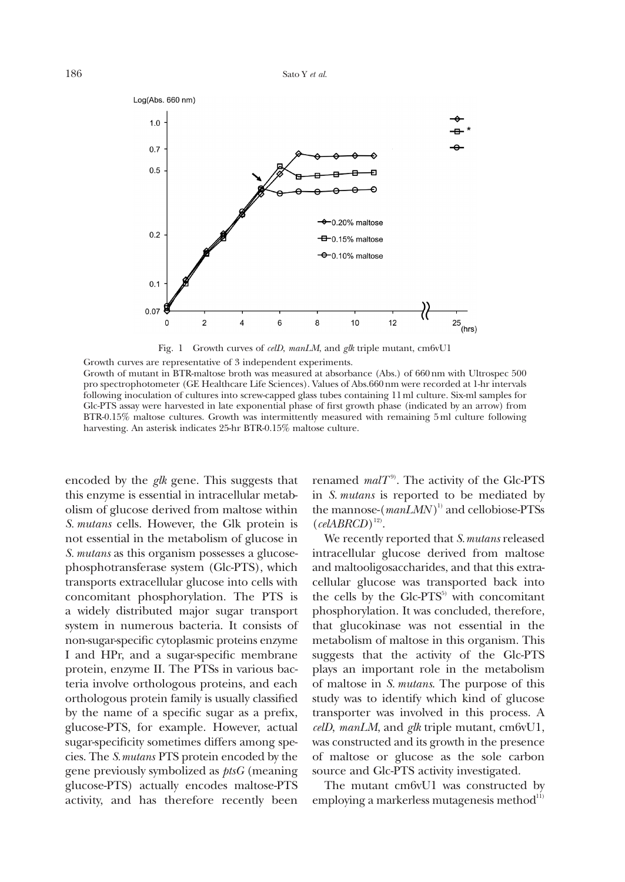Fig. 1 Growth curves of *celD*, *manLM*, and *glk* triple mutant, cm6vU1

Growth curves are representative of 3 independent experiments.
Growth of mutant in BTR-maltose broth was measured at absorbance (Abs.) of 660 nm with Ultrospec 500 pro spectrophotometer (GE Healthcare Life Sciences). Values of Abs.660 nm were recorded at 1-hr intervals following inoculation of cultures into screw-capped glass tubes containing 11 ml culture. Six-ml samples for Glc-PTS assay were harvested in late exponential phase of first growth phase (indicated by an arrow) from BTR-0.15% maltose cultures. Growth was intermittently measured with remaining 5 ml culture following harvesting. An asterisk indicates 25-hr BTR-0.15% maltose culture.

encoded by the *glk* gene. This suggests that this enzyme is essential in intracellular metabolism of glucose derived from maltose within *S. mutans* cells. However, the Glk protein is not essential in the metabolism of glucose in *S. mutans* as this organism possesses a glucose-phosphotransferase system (Glc-PTS), which transports extracellular glucose into cells with concomitant phosphorylation. The PTS is a widely distributed major sugar transport system in numerous bacteria. It consists of non-sugar-specific cytoplasmic proteins enzyme I and HPr, and a sugar-specific membrane protein, enzyme II. The PTSs in various bacteria involve orthologous proteins, and each orthologous protein family is usually classified by the name of a specific sugar as a prefix, glucose-PTS, for example. However, actual sugar-specificity sometimes differs among species. The *S. mutans* PTS protein encoded by the gene previously symbolized as *ptsG* (meaning glucose-PTS) actually encodes maltose-PTS activity, and has therefore recently been renamed *malT*[9]. The activity of the Glc-PTS in *S. mutans* is reported to be mediated by the mannose-(*manLMN*)[1] and cellobiose-PTSs (*celABRCD*)[12].

We recently reported that *S. mutans* released intracellular glucose derived from maltose and maltooligosaccharides, and that this extracellular glucose was transported back into the cells by the Glc-PTS[5] with concomitant phosphorylation. It was concluded, therefore, that glucokinase was not essential in the metabolism of maltose in this organism. This suggests that the activity of the Glc-PTS plays an important role in the metabolism of maltose in *S. mutans*. The purpose of this study was to identify which kind of glucose transporter was involved in this process. A *celD*, *manLM*, and *glk* triple mutant, cm6vU1, was constructed and its growth in the presence of maltose or glucose as the sole carbon source and Glc-PTS activity investigated.

The mutant cm6vU1 was constructed by employing a markerless mutagenesis method[11]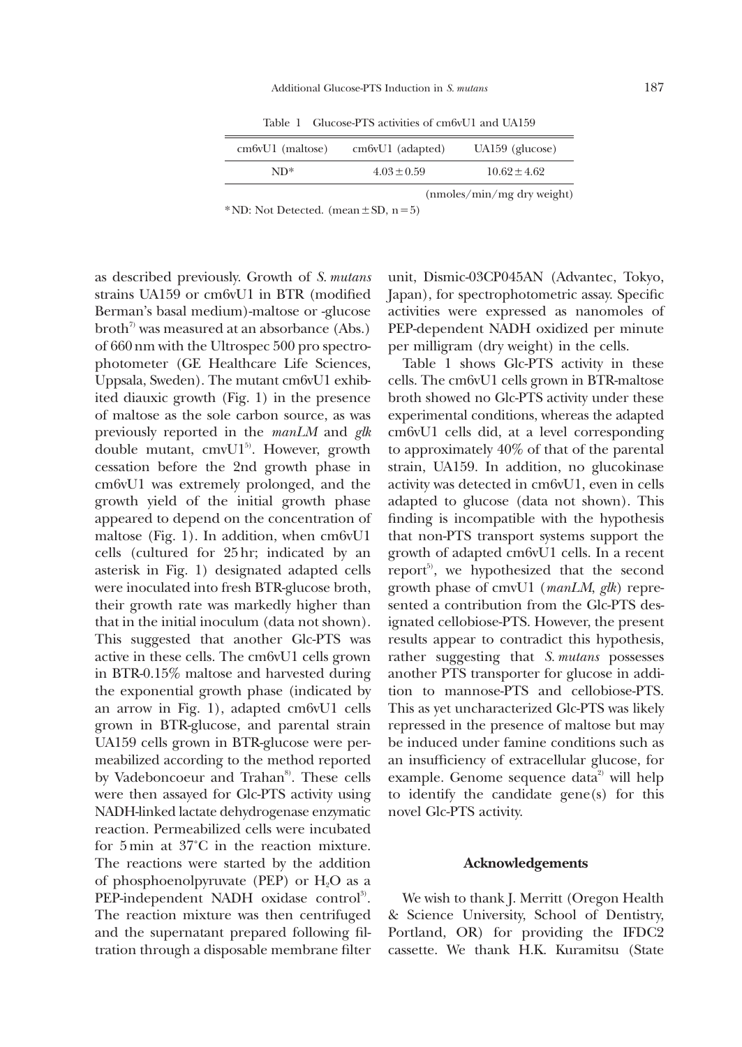Table 1 Glucose-PTS activities of cm6vU1 and UA159

| cm6vU1 (maltose) | cm6vU1 (adapted) | UA159 (glucose) |
|---|---|---|
| ND* | $4.03 \pm 0.59$ | $10.62 \pm 4.62$ |

(nmoles/min/mg dry weight)

*ND: Not Detected. (mean ± SD, n = 5)

as described previously. Growth of *S. mutans* strains UA159 or cm6vU1 in BTR (modified Berman's basal medium)-maltose or -glucose broth[7] was measured at an absorbance (Abs.) of 660 nm with the Ultrospec 500 pro spectrophotometer (GE Healthcare Life Sciences, Uppsala, Sweden). The mutant cm6vU1 exhibited diauxic growth (Fig. 1) in the presence of maltose as the sole carbon source, as was previously reported in the *manLM* and *glk* double mutant, cmvU1[5]. However, growth cessation before the 2nd growth phase in cm6vU1 was extremely prolonged, and the growth yield of the initial growth phase appeared to depend on the concentration of maltose (Fig. 1). In addition, when cm6vU1 cells (cultured for 25 hr; indicated by an asterisk in Fig. 1) designated adapted cells were inoculated into fresh BTR-glucose broth, their growth rate was markedly higher than that in the initial inoculum (data not shown). This suggested that another Glc-PTS was active in these cells. The cm6vU1 cells grown in BTR-0.15% maltose and harvested during the exponential growth phase (indicated by an arrow in Fig. 1), adapted cm6vU1 cells grown in BTR-glucose, and parental strain UA159 cells grown in BTR-glucose were permeabilized according to the method reported by Vadeboncoeur and Trahan[8]. These cells were then assayed for Glc-PTS activity using NADH-linked lactate dehydrogenase enzymatic reaction. Permeabilized cells were incubated for 5 min at 37°C in the reaction mixture. The reactions were started by the addition of phosphoenolpyruvate (PEP) or $H_2O$ as a PEP-independent NADH oxidase control[3]. The reaction mixture was then centrifuged and the supernatant prepared following filtration through a disposable membrane filter unit, Dismic-03CP045AN (Advantec, Tokyo, Japan), for spectrophotometric assay. Specific activities were expressed as nanomoles of PEP-dependent NADH oxidized per minute per milligram (dry weight) in the cells.

Table 1 shows Glc-PTS activity in these cells. The cm6vU1 cells grown in BTR-maltose broth showed no Glc-PTS activity under these experimental conditions, whereas the adapted cm6vU1 cells did, at a level corresponding to approximately 40% of that of the parental strain, UA159. In addition, no glucokinase activity was detected in cm6vU1, even in cells adapted to glucose (data not shown). This finding is incompatible with the hypothesis that non-PTS transport systems support the growth of adapted cm6vU1 cells. In a recent report[5], we hypothesized that the second growth phase of cmvU1 (*manLM*, *glk*) represented a contribution from the Glc-PTS designated cellobiose-PTS. However, the present results appear to contradict this hypothesis, rather suggesting that *S. mutans* possesses another PTS transporter for glucose in addition to mannose-PTS and cellobiose-PTS. This as yet uncharacterized Glc-PTS was likely repressed in the presence of maltose but may be induced under famine conditions such as an insufficiency of extracellular glucose, for example. Genome sequence data[2] will help to identify the candidate gene(s) for this novel Glc-PTS activity.

## Acknowledgements

We wish to thank J. Merritt (Oregon Health & Science University, School of Dentistry, Portland, OR) for providing the IFDC2 cassette. We thank H.K. Kuramitsu (State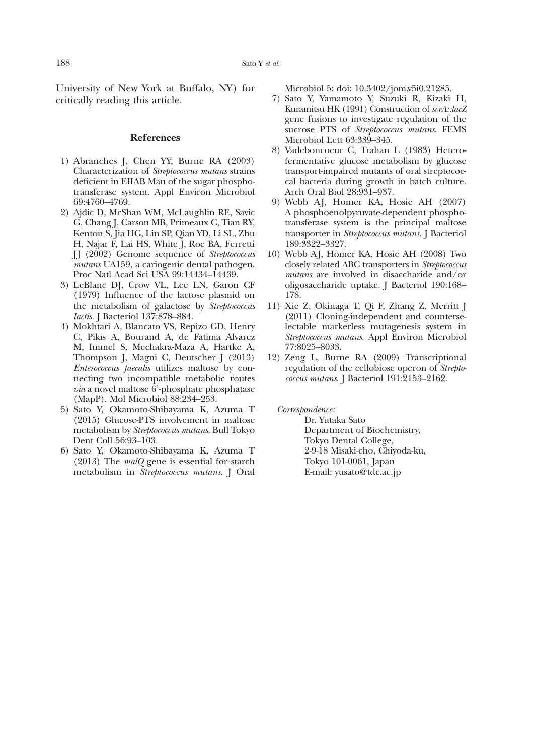University of New York at Buffalo, NY) for critically reading this article.

## References

1) Abranches J, Chen YY, Burne RA (2003) Characterization of *Streptococcus mutans* strains deficient in EIIAB Man of the sugar phosphotransferase system. Appl Environ Microbiol 69:4760–4769.
2) Ajdic D, McShan WM, McLaughlin RE, Savic G, Chang J, Carson MB, Primeaux C, Tian RY, Kenton S, Jia HG, Lin SP, Qian YD, Li SL, Zhu H, Najar F, Lai HS, White J, Roe BA, Ferretti JJ (2002) Genome sequence of *Streptococcus mutans* UA159, a cariogenic dental pathogen. Proc Natl Acad Sci USA 99:14434–14439.
3) LeBlanc DJ, Crow VL, Lee LN, Garon CF (1979) Influence of the lactose plasmid on the metabolism of galactose by *Streptococcus lactis*. J Bacteriol 137:878–884.
4) Mokhtari A, Blancato VS, Repizo GD, Henry C, Pikis A, Bourand A, de Fatima Alvarez M, Immel S, Mechakra-Maza A, Hartke A, Thompson J, Magni C, Deutscher J (2013) *Enterococcus faecalis* utilizes maltose by connecting two incompatible metabolic routes *via* a novel maltose 6'-phosphate phosphatase (MapP). Mol Microbiol 88:234–253.
5) Sato Y, Okamoto-Shibayama K, Azuma T (2015) Glucose-PTS involvement in maltose metabolism by *Streptococcus mutans*. Bull Tokyo Dent Coll 56:93–103.
6) Sato Y, Okamoto-Shibayama K, Azuma T (2013) The *malQ* gene is essential for starch metabolism in *Streptococcus mutans*. J Oral Microbiol 5: doi: 10.3402/jom.v5i0.21285.
7) Sato Y, Yamamoto Y, Suzuki R, Kizaki H, Kuramitsu HK (1991) Construction of *scrA::lacZ* gene fusions to investigate regulation of the sucrose PTS of *Streptococcus mutans*. FEMS Microbiol Lett 63:339–345.
8) Vadeboncoeur C, Trahan L (1983) Heterofermentative glucose metabolism by glucose transport-impaired mutants of oral streptococcal bacteria during growth in batch culture. Arch Oral Biol 28:931–937.
9) Webb AJ, Homer KA, Hosie AH (2007) A phosphoenolpyruvate-dependent phosphotransferase system is the principal maltose transporter in *Streptococcus mutans*. J Bacteriol 189:3322–3327.
10) Webb AJ, Homer KA, Hosie AH (2008) Two closely related ABC transporters in *Streptococcus mutans* are involved in disaccharide and/or oligosaccharide uptake. J Bacteriol 190:168–178.
11) Xie Z, Okinaga T, Qi F, Zhang Z, Merritt J (2011) Cloning-independent and counterselectable markerless mutagenesis system in *Streptococcus mutans*. Appl Environ Microbiol 77:8025–8033.
12) Zeng L, Burne RA (2009) Transcriptional regulation of the cellobiose operon of *Streptococcus mutans*. J Bacteriol 191:2153–2162.

*Correspondence:*

Dr. Yutaka Sato
Department of Biochemistry,
Tokyo Dental College,
2-9-18 Misaki-cho, Chiyoda-ku,
Tokyo 101-0061, Japan
E-mail: yusato@tdc.ac.jp